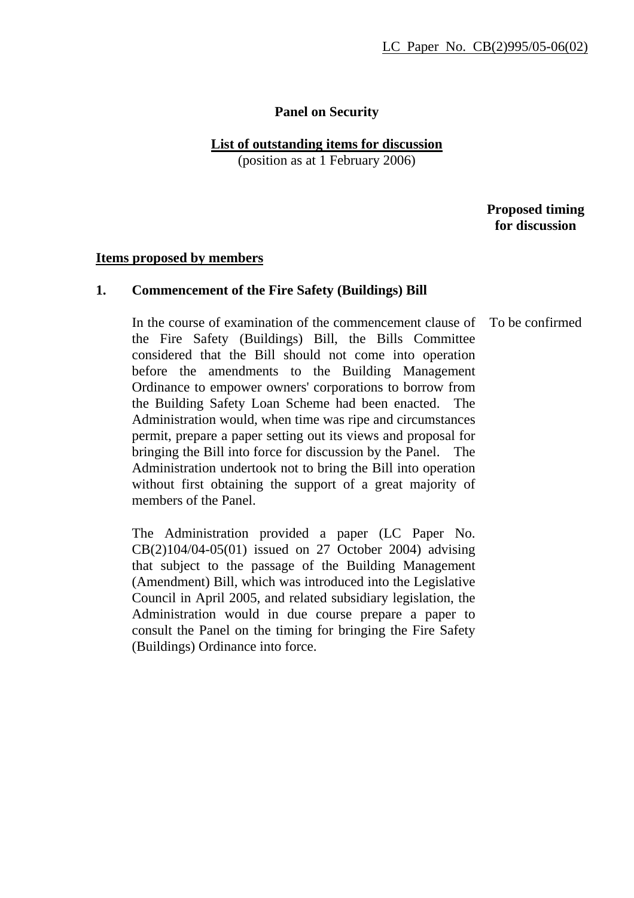LC Paper No. CB(2)995/05-06(02)

# Panel on Security

## List of outstanding items for discussion

(position as at 1 February 2006)

**Proposed timing for discussion**

### Items proposed by members

**1. Commencement of the Fire Safety (Buildings) Bill**

In the course of examination of the commencement clause of the Fire Safety (Buildings) Bill, the Bills Committee considered that the Bill should not come into operation before the amendments to the Building Management Ordinance to empower owners' corporations to borrow from the Building Safety Loan Scheme had been enacted. The Administration would, when time was ripe and circumstances permit, prepare a paper setting out its views and proposal for bringing the Bill into force for discussion by the Panel. The Administration undertook not to bring the Bill into operation without first obtaining the support of a great majority of members of the Panel. — To be confirmed

The Administration provided a paper (LC Paper No. CB(2)104/04-05(01) issued on 27 October 2004) advising that subject to the passage of the Building Management (Amendment) Bill, which was introduced into the Legislative Council in April 2005, and related subsidiary legislation, the Administration would in due course prepare a paper to consult the Panel on the timing for bringing the Fire Safety (Buildings) Ordinance into force.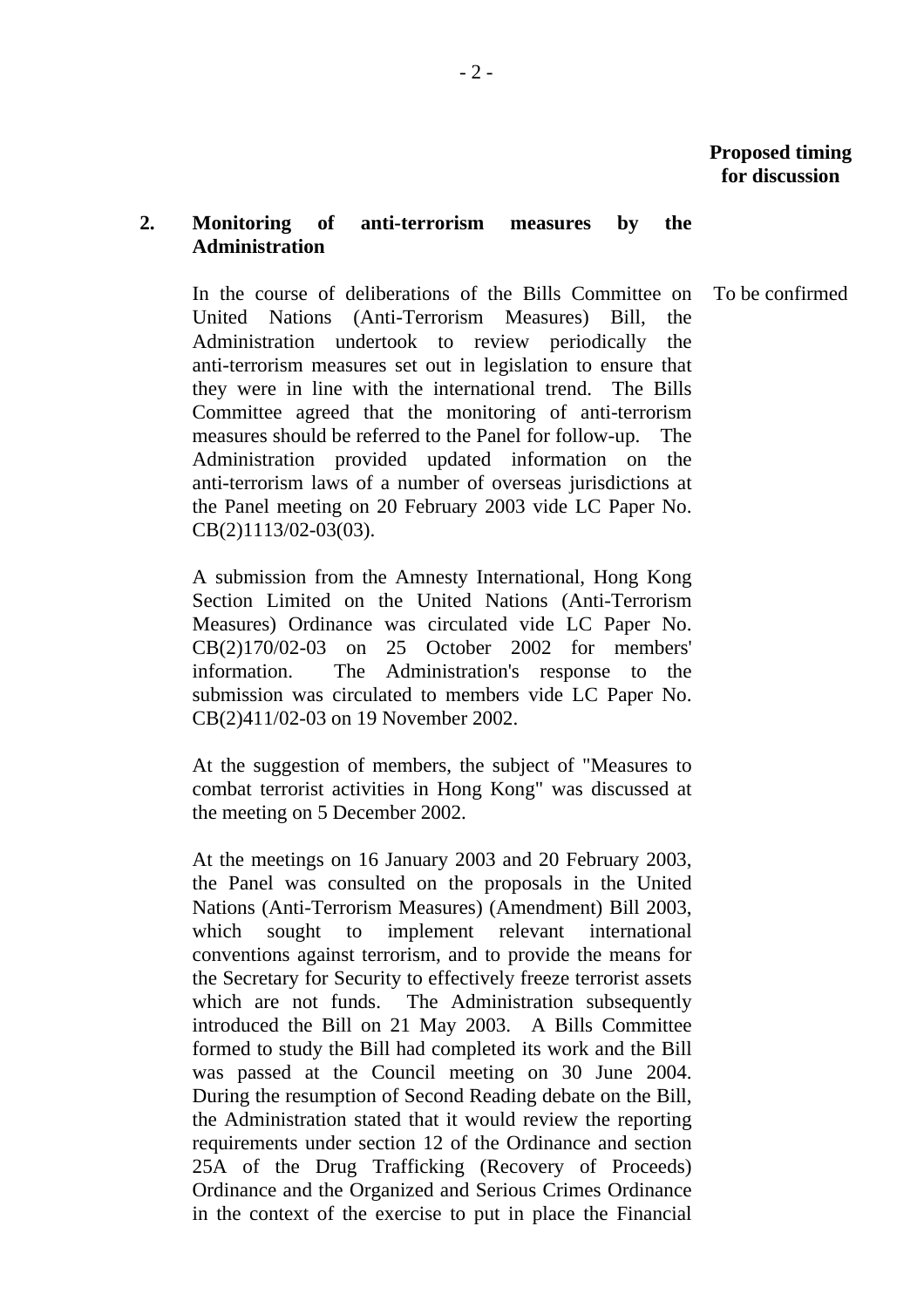**Proposed timing for discussion**

**2. Monitoring of anti-terrorism measures by the Administration**

In the course of deliberations of the Bills Committee on United Nations (Anti-Terrorism Measures) Bill, the Administration undertook to review periodically the anti-terrorism measures set out in legislation to ensure that they were in line with the international trend. The Bills Committee agreed that the monitoring of anti-terrorism measures should be referred to the Panel for follow-up. The Administration provided updated information on the anti-terrorism laws of a number of overseas jurisdictions at the Panel meeting on 20 February 2003 vide LC Paper No. CB(2)1113/02-03(03).

To be confirmed

A submission from the Amnesty International, Hong Kong Section Limited on the United Nations (Anti-Terrorism Measures) Ordinance was circulated vide LC Paper No. CB(2)170/02-03 on 25 October 2002 for members' information. The Administration's response to the submission was circulated to members vide LC Paper No. CB(2)411/02-03 on 19 November 2002.

At the suggestion of members, the subject of "Measures to combat terrorist activities in Hong Kong" was discussed at the meeting on 5 December 2002.

At the meetings on 16 January 2003 and 20 February 2003, the Panel was consulted on the proposals in the United Nations (Anti-Terrorism Measures) (Amendment) Bill 2003, which sought to implement relevant international conventions against terrorism, and to provide the means for the Secretary for Security to effectively freeze terrorist assets which are not funds. The Administration subsequently introduced the Bill on 21 May 2003. A Bills Committee formed to study the Bill had completed its work and the Bill was passed at the Council meeting on 30 June 2004. During the resumption of Second Reading debate on the Bill, the Administration stated that it would review the reporting requirements under section 12 of the Ordinance and section 25A of the Drug Trafficking (Recovery of Proceeds) Ordinance and the Organized and Serious Crimes Ordinance in the context of the exercise to put in place the Financial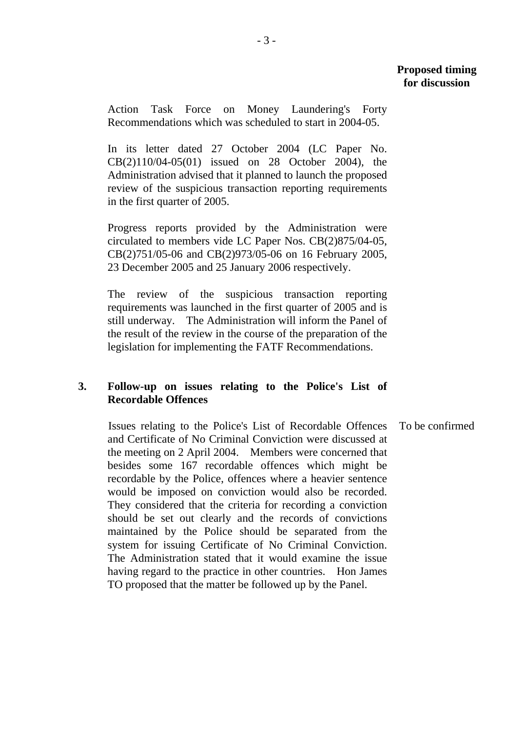**Proposed timing for discussion**

Action Task Force on Money Laundering's Forty Recommendations which was scheduled to start in 2004-05.

In its letter dated 27 October 2004 (LC Paper No. CB(2)110/04-05(01) issued on 28 October 2004), the Administration advised that it planned to launch the proposed review of the suspicious transaction reporting requirements in the first quarter of 2005.

Progress reports provided by the Administration were circulated to members vide LC Paper Nos. CB(2)875/04-05, CB(2)751/05-06 and CB(2)973/05-06 on 16 February 2005, 23 December 2005 and 25 January 2006 respectively.

The review of the suspicious transaction reporting requirements was launched in the first quarter of 2005 and is still underway. The Administration will inform the Panel of the result of the review in the course of the preparation of the legislation for implementing the FATF Recommendations.

**3. Follow-up on issues relating to the Police's List of Recordable Offences**

Issues relating to the Police's List of Recordable Offences and Certificate of No Criminal Conviction were discussed at the meeting on 2 April 2004. Members were concerned that besides some 167 recordable offences which might be recordable by the Police, offences where a heavier sentence would be imposed on conviction would also be recorded. They considered that the criteria for recording a conviction should be set out clearly and the records of convictions maintained by the Police should be separated from the system for issuing Certificate of No Criminal Conviction. The Administration stated that it would examine the issue having regard to the practice in other countries. Hon James TO proposed that the matter be followed up by the Panel.

*Proposed timing for discussion:* To be confirmed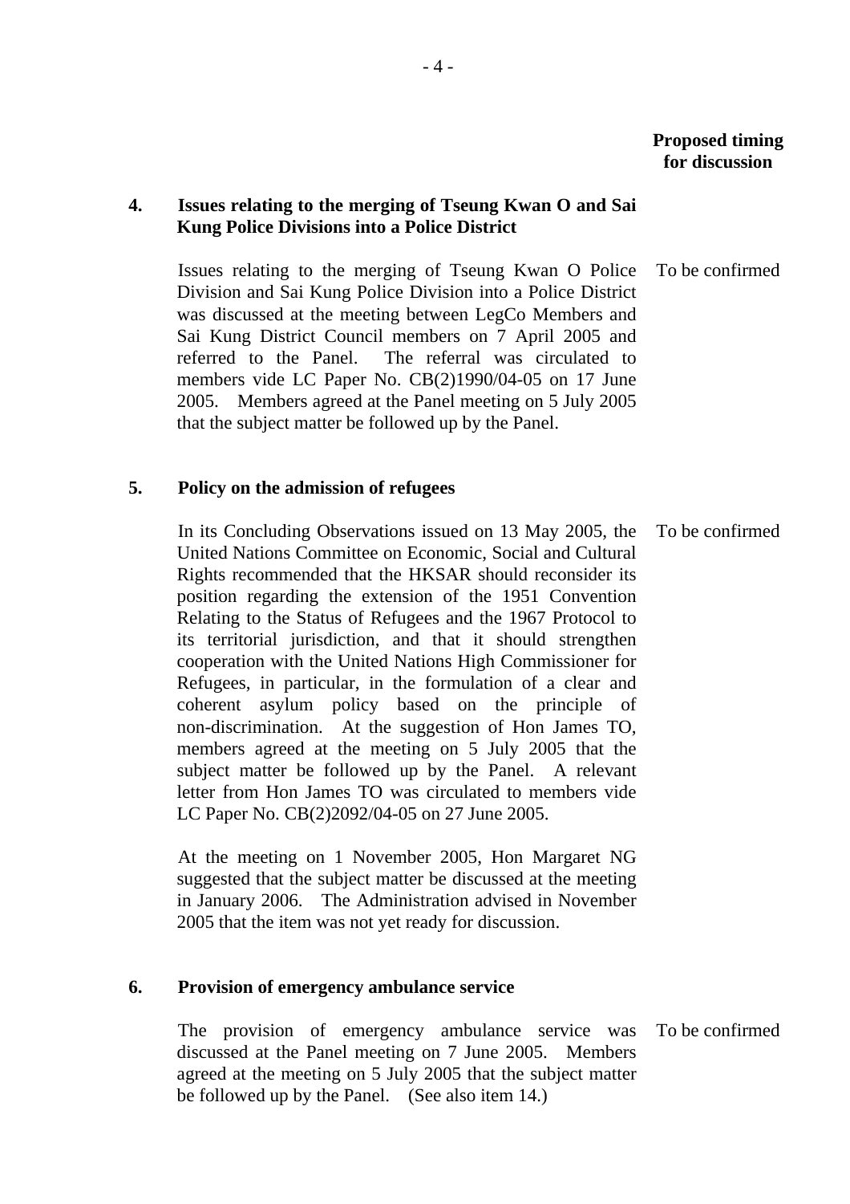**Proposed timing for discussion**

**4. Issues relating to the merging of Tseung Kwan O and Sai Kung Police Divisions into a Police District**

Issues relating to the merging of Tseung Kwan O Police Division and Sai Kung Police Division into a Police District was discussed at the meeting between LegCo Members and Sai Kung District Council members on 7 April 2005 and referred to the Panel. The referral was circulated to members vide LC Paper No. CB(2)1990/04-05 on 17 June 2005. Members agreed at the Panel meeting on 5 July 2005 that the subject matter be followed up by the Panel.

To be confirmed

**5. Policy on the admission of refugees**

In its Concluding Observations issued on 13 May 2005, the United Nations Committee on Economic, Social and Cultural Rights recommended that the HKSAR should reconsider its position regarding the extension of the 1951 Convention Relating to the Status of Refugees and the 1967 Protocol to its territorial jurisdiction, and that it should strengthen cooperation with the United Nations High Commissioner for Refugees, in particular, in the formulation of a clear and coherent asylum policy based on the principle of non-discrimination. At the suggestion of Hon James TO, members agreed at the meeting on 5 July 2005 that the subject matter be followed up by the Panel. A relevant letter from Hon James TO was circulated to members vide LC Paper No. CB(2)2092/04-05 on 27 June 2005.

To be confirmed

At the meeting on 1 November 2005, Hon Margaret NG suggested that the subject matter be discussed at the meeting in January 2006. The Administration advised in November 2005 that the item was not yet ready for discussion.

**6. Provision of emergency ambulance service**

The provision of emergency ambulance service was discussed at the Panel meeting on 7 June 2005. Members agreed at the meeting on 5 July 2005 that the subject matter be followed up by the Panel. (See also item 14.)

To be confirmed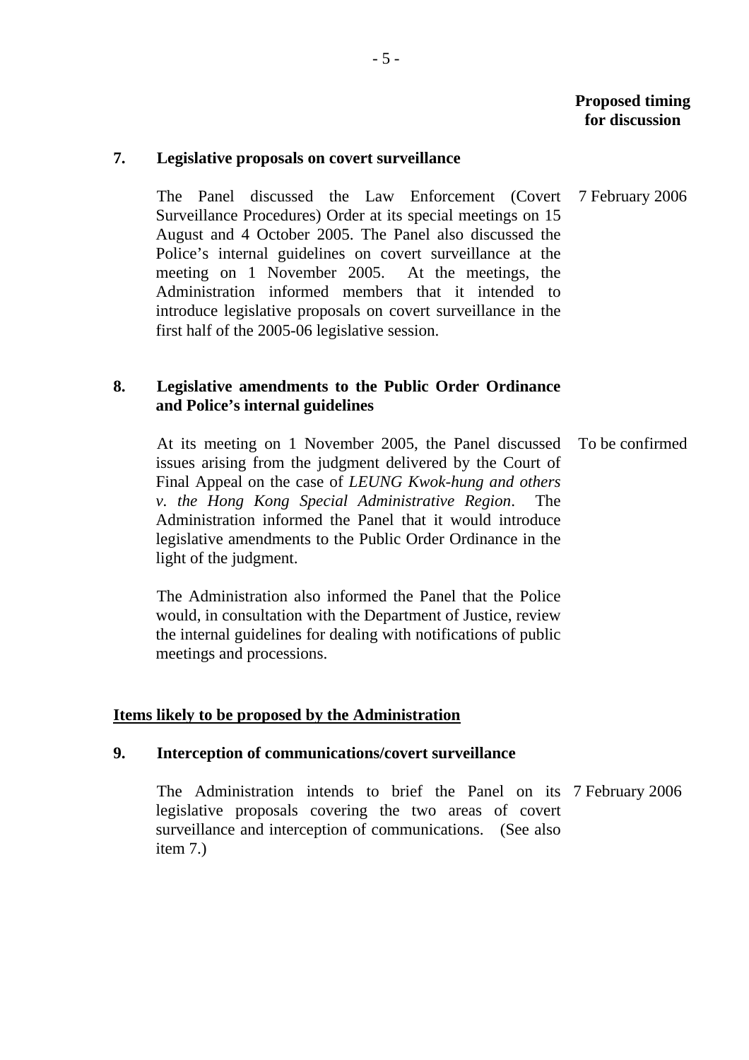**Proposed timing for discussion**

**7. Legislative proposals on covert surveillance**

The Panel discussed the Law Enforcement (Covert Surveillance Procedures) Order at its special meetings on 15 August and 4 October 2005. The Panel also discussed the Police's internal guidelines on covert surveillance at the meeting on 1 November 2005. At the meetings, the Administration informed members that it intended to introduce legislative proposals on covert surveillance in the first half of the 2005-06 legislative session. — 7 February 2006

**8. Legislative amendments to the Public Order Ordinance and Police's internal guidelines**

At its meeting on 1 November 2005, the Panel discussed issues arising from the judgment delivered by the Court of Final Appeal on the case of *LEUNG Kwok-hung and others v. the Hong Kong Special Administrative Region*. The Administration informed the Panel that it would introduce legislative amendments to the Public Order Ordinance in the light of the judgment. — To be confirmed

The Administration also informed the Panel that the Police would, in consultation with the Department of Justice, review the internal guidelines for dealing with notifications of public meetings and processions.

**<u>Items likely to be proposed by the Administration</u>**

**9. Interception of communications/covert surveillance**

The Administration intends to brief the Panel on its legislative proposals covering the two areas of covert surveillance and interception of communications. (See also item 7.) — 7 February 2006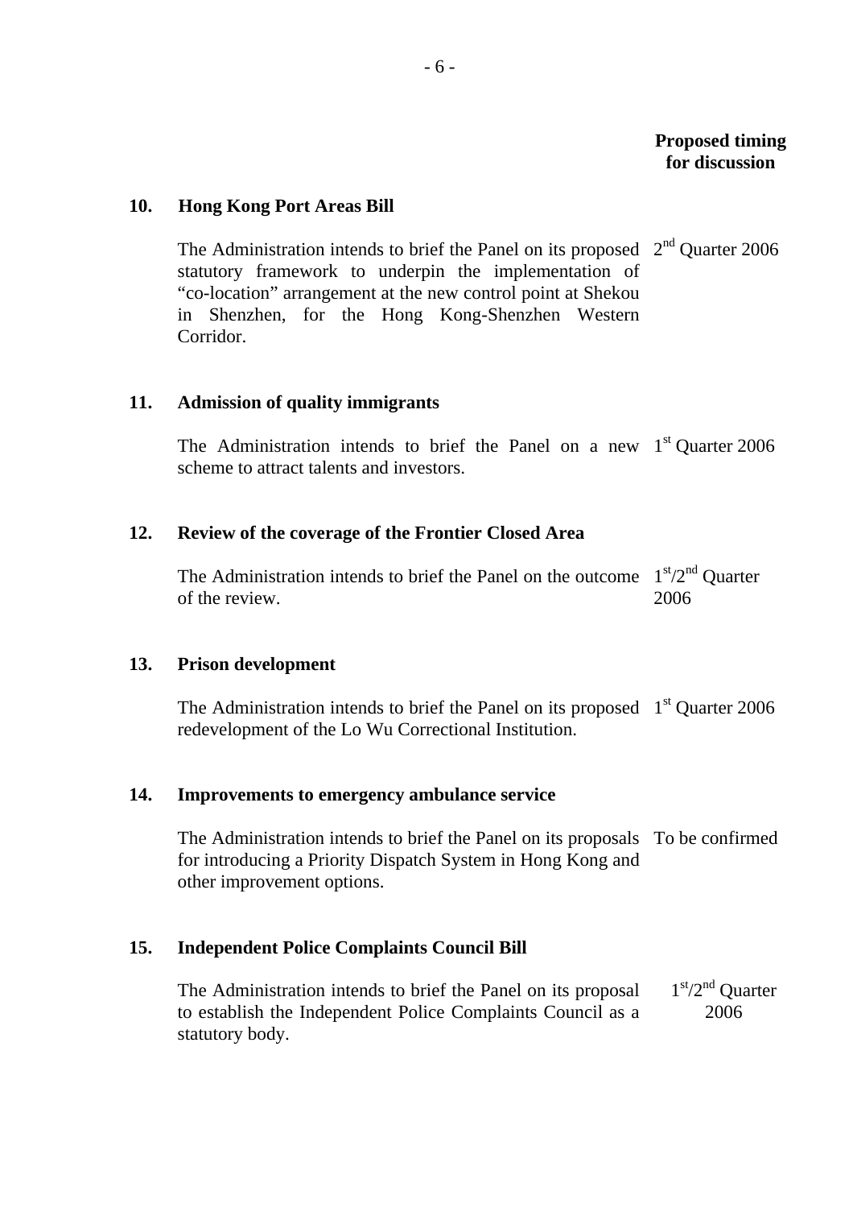**Proposed timing for discussion**

**10. Hong Kong Port Areas Bill**

The Administration intends to brief the Panel on its proposed statutory framework to underpin the implementation of "co-location" arrangement at the new control point at Shekou in Shenzhen, for the Hong Kong-Shenzhen Western Corridor. — 2nd Quarter 2006

**11. Admission of quality immigrants**

The Administration intends to brief the Panel on a new scheme to attract talents and investors. — 1st Quarter 2006

**12. Review of the coverage of the Frontier Closed Area**

The Administration intends to brief the Panel on the outcome of the review. — 1st/2nd Quarter 2006

**13. Prison development**

The Administration intends to brief the Panel on its proposed redevelopment of the Lo Wu Correctional Institution. — 1st Quarter 2006

**14. Improvements to emergency ambulance service**

The Administration intends to brief the Panel on its proposals for introducing a Priority Dispatch System in Hong Kong and other improvement options. — To be confirmed

**15. Independent Police Complaints Council Bill**

The Administration intends to brief the Panel on its proposal to establish the Independent Police Complaints Council as a statutory body. — 1st/2nd Quarter 2006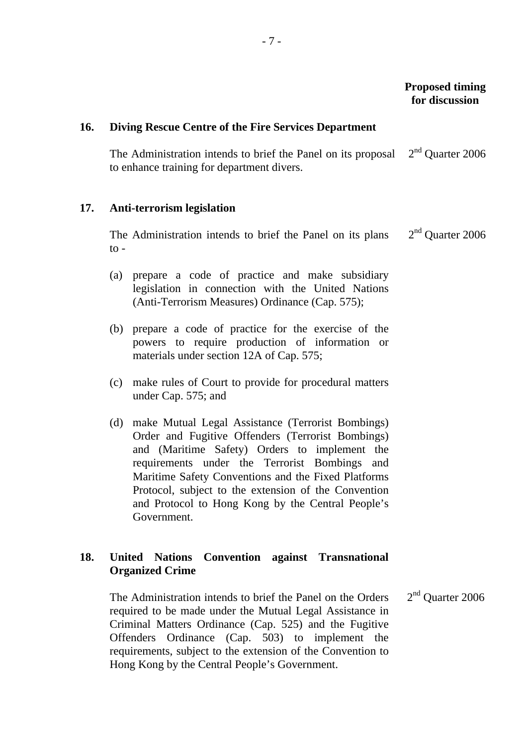**Proposed timing for discussion**

**16. Diving Rescue Centre of the Fire Services Department**

The Administration intends to brief the Panel on its proposal to enhance training for department divers. — 2nd Quarter 2006

**17. Anti-terrorism legislation**

The Administration intends to brief the Panel on its plans to - — 2nd Quarter 2006

(a) prepare a code of practice and make subsidiary legislation in connection with the United Nations (Anti-Terrorism Measures) Ordinance (Cap. 575);

(b) prepare a code of practice for the exercise of the powers to require production of information or materials under section 12A of Cap. 575;

(c) make rules of Court to provide for procedural matters under Cap. 575; and

(d) make Mutual Legal Assistance (Terrorist Bombings) Order and Fugitive Offenders (Terrorist Bombings) and (Maritime Safety) Orders to implement the requirements under the Terrorist Bombings and Maritime Safety Conventions and the Fixed Platforms Protocol, subject to the extension of the Convention and Protocol to Hong Kong by the Central People's Government.

**18. United Nations Convention against Transnational Organized Crime**

The Administration intends to brief the Panel on the Orders required to be made under the Mutual Legal Assistance in Criminal Matters Ordinance (Cap. 525) and the Fugitive Offenders Ordinance (Cap. 503) to implement the requirements, subject to the extension of the Convention to Hong Kong by the Central People's Government. — 2nd Quarter 2006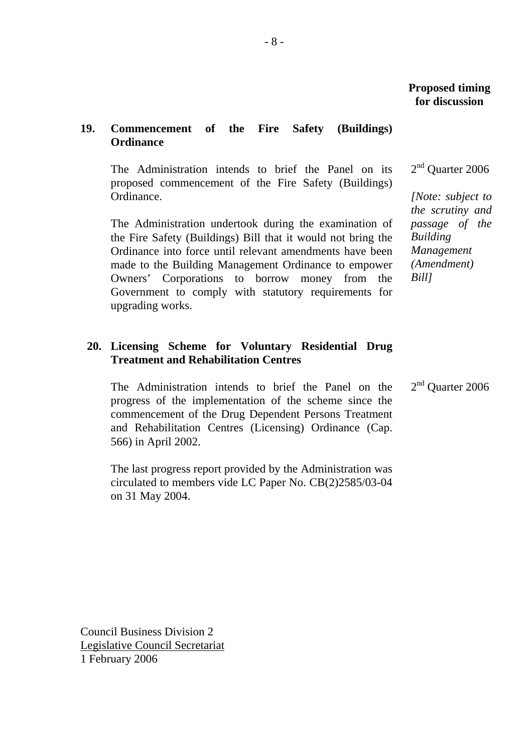| | Proposed timing for discussion |
|---|---|
| **19. Commencement of the Fire Safety (Buildings) Ordinance** | |
| The Administration intends to brief the Panel on its proposed commencement of the Fire Safety (Buildings) Ordinance.<br><br>The Administration undertook during the examination of the Fire Safety (Buildings) Bill that it would not bring the Ordinance into force until relevant amendments have been made to the Building Management Ordinance to empower Owners' Corporations to borrow money from the Government to comply with statutory requirements for upgrading works. | 2nd Quarter 2006<br><br>*[Note: subject to the scrutiny and passage of the Building Management (Amendment) Bill]* |
| **20. Licensing Scheme for Voluntary Residential Drug Treatment and Rehabilitation Centres** | |
| The Administration intends to brief the Panel on the progress of the implementation of the scheme since the commencement of the Drug Dependent Persons Treatment and Rehabilitation Centres (Licensing) Ordinance (Cap. 566) in April 2002.<br><br>The last progress report provided by the Administration was circulated to members vide LC Paper No. CB(2)2585/03-04 on 31 May 2004. | 2nd Quarter 2006 |

Council Business Division 2
Legislative Council Secretariat
1 February 2006